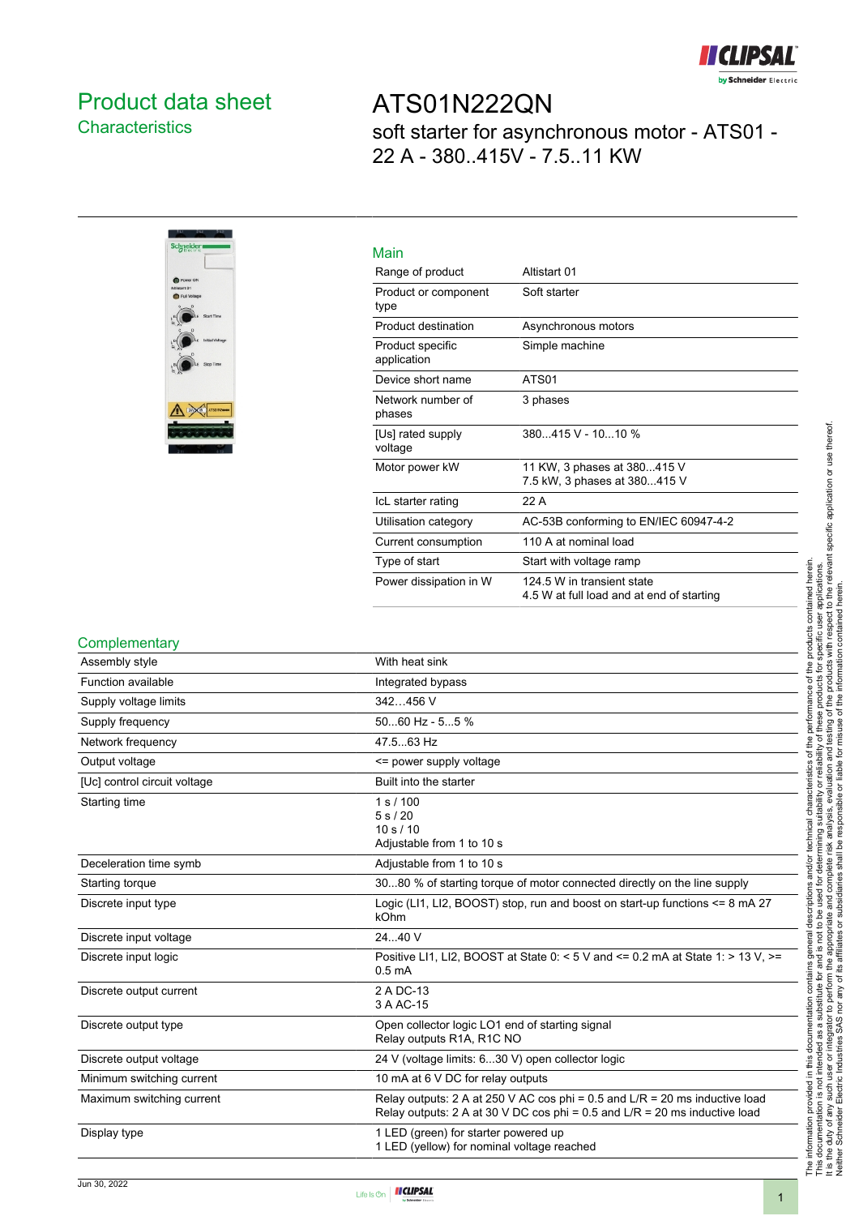# Product data sheet
## Characteristics

# ATS01N222QN
soft starter for asynchronous motor - ATS01 - 22 A - 380..415V - 7.5..11 KW

## Main

| | |
|---|---|
| Range of product | Altistart 01 |
| Product or component type | Soft starter |
| Product destination | Asynchronous motors |
| Product specific application | Simple machine |
| Device short name | ATS01 |
| Network number of phases | 3 phases |
| [Us] rated supply voltage | 380...415 V - 10...10 % |
| Motor power kW | 11 KW, 3 phases at 380...415 V<br>7.5 kW, 3 phases at 380...415 V |
| IcL starter rating | 22 A |
| Utilisation category | AC-53B conforming to EN/IEC 60947-4-2 |
| Current consumption | 110 A at nominal load |
| Type of start | Start with voltage ramp |
| Power dissipation in W | 124.5 W in transient state<br>4.5 W at full load and at end of starting |

## Complementary

| | |
|---|---|
| Assembly style | With heat sink |
| Function available | Integrated bypass |
| Supply voltage limits | 342…456 V |
| Supply frequency | 50...60 Hz - 5...5 % |
| Network frequency | 47.5...63 Hz |
| Output voltage | <= power supply voltage |
| [Uc] control circuit voltage | Built into the starter |
| Starting time | 1 s / 100<br>5 s / 20<br>10 s / 10<br>Adjustable from 1 to 10 s |
| Deceleration time symb | Adjustable from 1 to 10 s |
| Starting torque | 30...80 % of starting torque of motor connected directly on the line supply |
| Discrete input type | Logic (LI1, LI2, BOOST) stop, run and boost on start-up functions <= 8 mA 27 kOhm |
| Discrete input voltage | 24...40 V |
| Discrete input logic | Positive LI1, LI2, BOOST at State 0: < 5 V and <= 0.2 mA at State 1: > 13 V, >= 0.5 mA |
| Discrete output current | 2 A DC-13<br>3 A AC-15 |
| Discrete output type | Open collector logic LO1 end of starting signal<br>Relay outputs R1A, R1C NO |
| Discrete output voltage | 24 V (voltage limits: 6...30 V) open collector logic |
| Minimum switching current | 10 mA at 6 V DC for relay outputs |
| Maximum switching current | Relay outputs: 2 A at 250 V AC cos phi = 0.5 and L/R = 20 ms inductive load<br>Relay outputs: 2 A at 30 V DC cos phi = 0.5 and L/R = 20 ms inductive load |
| Display type | 1 LED (green) for starter powered up<br>1 LED (yellow) for nominal voltage reached |

The information provided in this documentation contains general descriptions and/or technical characteristics of the performance of the products contained herein.
This documentation is not intended as a substitute for and is not to be used for determining suitability or reliability of these products for specific user applications.
It is the duty of any such user or integrator to perform the appropriate and complete risk analysis, evaluation and testing of the products with respect to the relevant specific application or use thereof.
Neither Schneider Electric Industries SAS nor any of its affiliates or subsidiaries shall be responsible or liable for misuse of the information contained herein.

Jun 30, 2022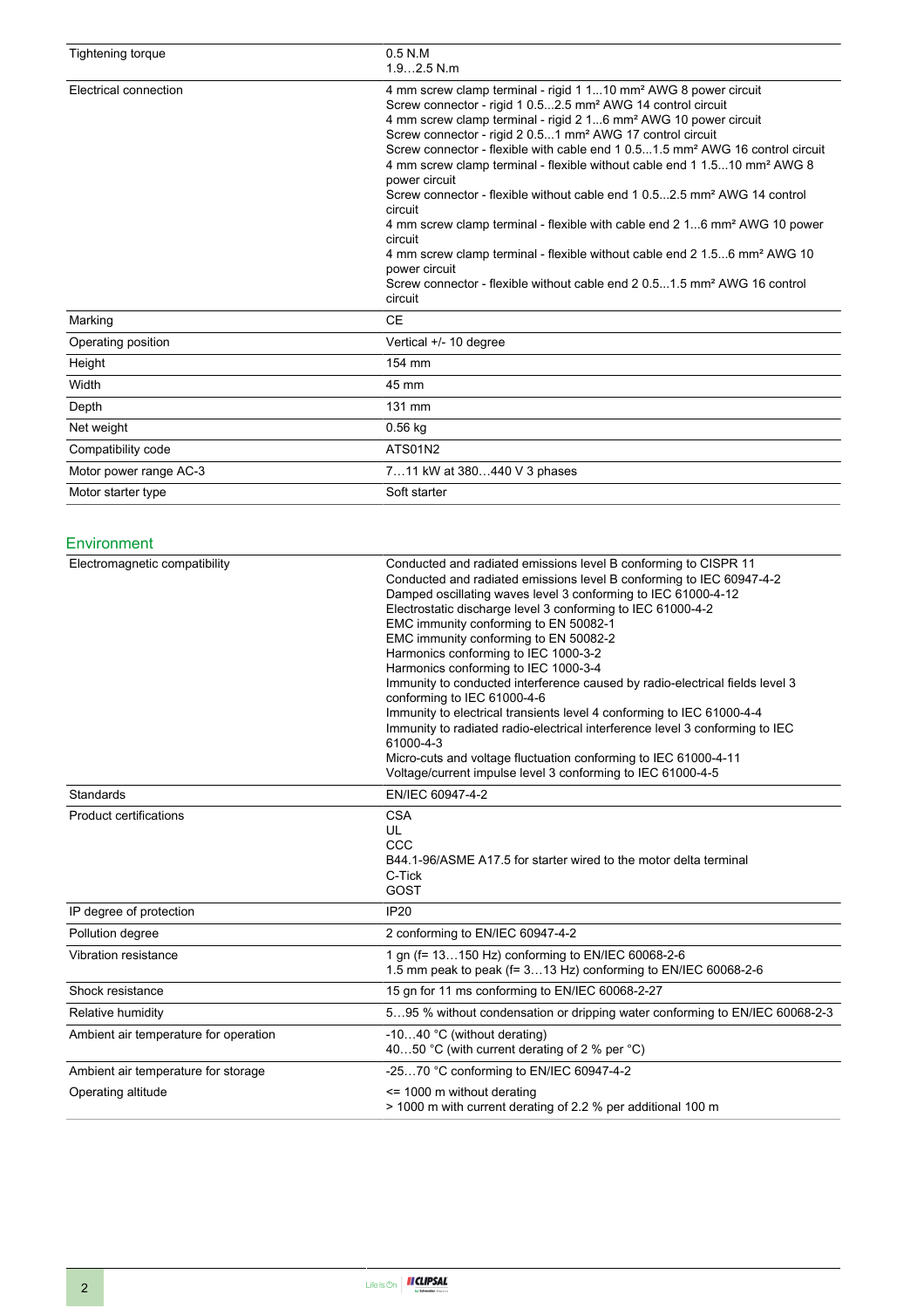| | |
|---|---|
| Tightening torque | 0.5 N.M<br>1.9…2.5 N.m |
| Electrical connection | 4 mm screw clamp terminal - rigid 1 1...10 mm² AWG 8 power circuit<br>Screw connector - rigid 1 0.5...2.5 mm² AWG 14 control circuit<br>4 mm screw clamp terminal - rigid 2 1...6 mm² AWG 10 power circuit<br>Screw connector - rigid 2 0.5...1 mm² AWG 17 control circuit<br>Screw connector - flexible with cable end 1 0.5...1.5 mm² AWG 16 control circuit<br>4 mm screw clamp terminal - flexible without cable end 1 1.5...10 mm² AWG 8 power circuit<br>Screw connector - flexible without cable end 1 0.5...2.5 mm² AWG 14 control circuit<br>4 mm screw clamp terminal - flexible with cable end 2 1...6 mm² AWG 10 power circuit<br>4 mm screw clamp terminal - flexible without cable end 2 1.5...6 mm² AWG 10 power circuit<br>Screw connector - flexible without cable end 2 0.5...1.5 mm² AWG 16 control circuit |
| Marking | CE |
| Operating position | Vertical +/- 10 degree |
| Height | 154 mm |
| Width | 45 mm |
| Depth | 131 mm |
| Net weight | 0.56 kg |
| Compatibility code | ATS01N2 |
| Motor power range AC-3 | 7…11 kW at 380…440 V 3 phases |
| Motor starter type | Soft starter |

## Environment

| | |
|---|---|
| Electromagnetic compatibility | Conducted and radiated emissions level B conforming to CISPR 11<br>Conducted and radiated emissions level B conforming to IEC 60947-4-2<br>Damped oscillating waves level 3 conforming to IEC 61000-4-12<br>Electrostatic discharge level 3 conforming to IEC 61000-4-2<br>EMC immunity conforming to EN 50082-1<br>EMC immunity conforming to EN 50082-2<br>Harmonics conforming to IEC 1000-3-2<br>Harmonics conforming to IEC 1000-3-4<br>Immunity to conducted interference caused by radio-electrical fields level 3 conforming to IEC 61000-4-6<br>Immunity to electrical transients level 4 conforming to IEC 61000-4-4<br>Immunity to radiated radio-electrical interference level 3 conforming to IEC 61000-4-3<br>Micro-cuts and voltage fluctuation conforming to IEC 61000-4-11<br>Voltage/current impulse level 3 conforming to IEC 61000-4-5 |
| Standards | EN/IEC 60947-4-2 |
| Product certifications | CSA<br>UL<br>CCC<br>B44.1-96/ASME A17.5 for starter wired to the motor delta terminal<br>C-Tick<br>GOST |
| IP degree of protection | IP20 |
| Pollution degree | 2 conforming to EN/IEC 60947-4-2 |
| Vibration resistance | 1 gn (f= 13…150 Hz) conforming to EN/IEC 60068-2-6<br>1.5 mm peak to peak (f= 3…13 Hz) conforming to EN/IEC 60068-2-6 |
| Shock resistance | 15 gn for 11 ms conforming to EN/IEC 60068-2-27 |
| Relative humidity | 5…95 % without condensation or dripping water conforming to EN/IEC 60068-2-3 |
| Ambient air temperature for operation | -10…40 °C (without derating)<br>40…50 °C (with current derating of 2 % per °C) |
| Ambient air temperature for storage | -25…70 °C conforming to EN/IEC 60947-4-2 |
| Operating altitude | <= 1000 m without derating<br>> 1000 m with current derating of 2.2 % per additional 100 m |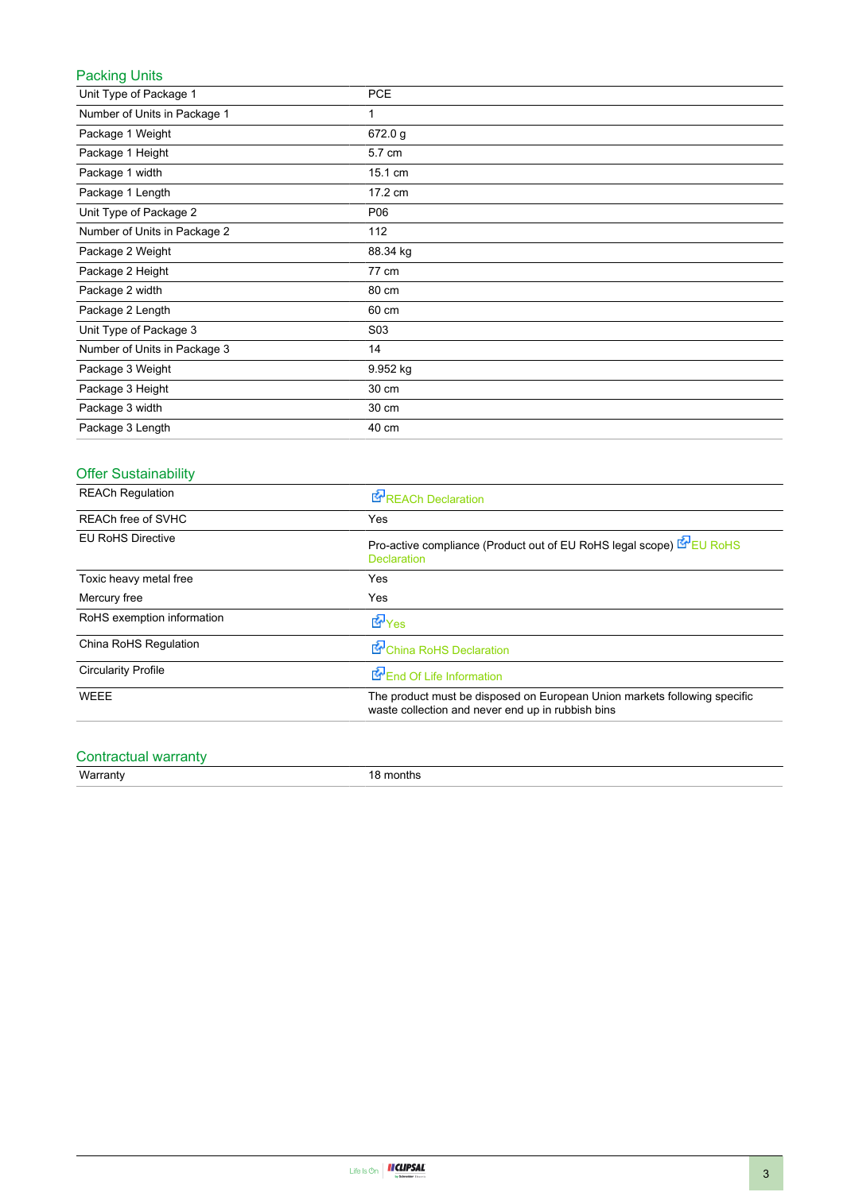## Packing Units

| | |
|---|---|
| Unit Type of Package 1 | PCE |
| Number of Units in Package 1 | 1 |
| Package 1 Weight | 672.0 g |
| Package 1 Height | 5.7 cm |
| Package 1 width | 15.1 cm |
| Package 1 Length | 17.2 cm |
| Unit Type of Package 2 | P06 |
| Number of Units in Package 2 | 112 |
| Package 2 Weight | 88.34 kg |
| Package 2 Height | 77 cm |
| Package 2 width | 80 cm |
| Package 2 Length | 60 cm |
| Unit Type of Package 3 | S03 |
| Number of Units in Package 3 | 14 |
| Package 3 Weight | 9.952 kg |
| Package 3 Height | 30 cm |
| Package 3 width | 30 cm |
| Package 3 Length | 40 cm |

## Offer Sustainability

| | |
|---|---|
| REACh Regulation | REACh Declaration |
| REACh free of SVHC | Yes |
| EU RoHS Directive | Pro-active compliance (Product out of EU RoHS legal scope) EU RoHS Declaration |
| Toxic heavy metal free | Yes |
| Mercury free | Yes |
| RoHS exemption information | Yes |
| China RoHS Regulation | China RoHS Declaration |
| Circularity Profile | End Of Life Information |
| WEEE | The product must be disposed on European Union markets following specific waste collection and never end up in rubbish bins |

## Contractual warranty

| | |
|---|---|
| Warranty | 18 months |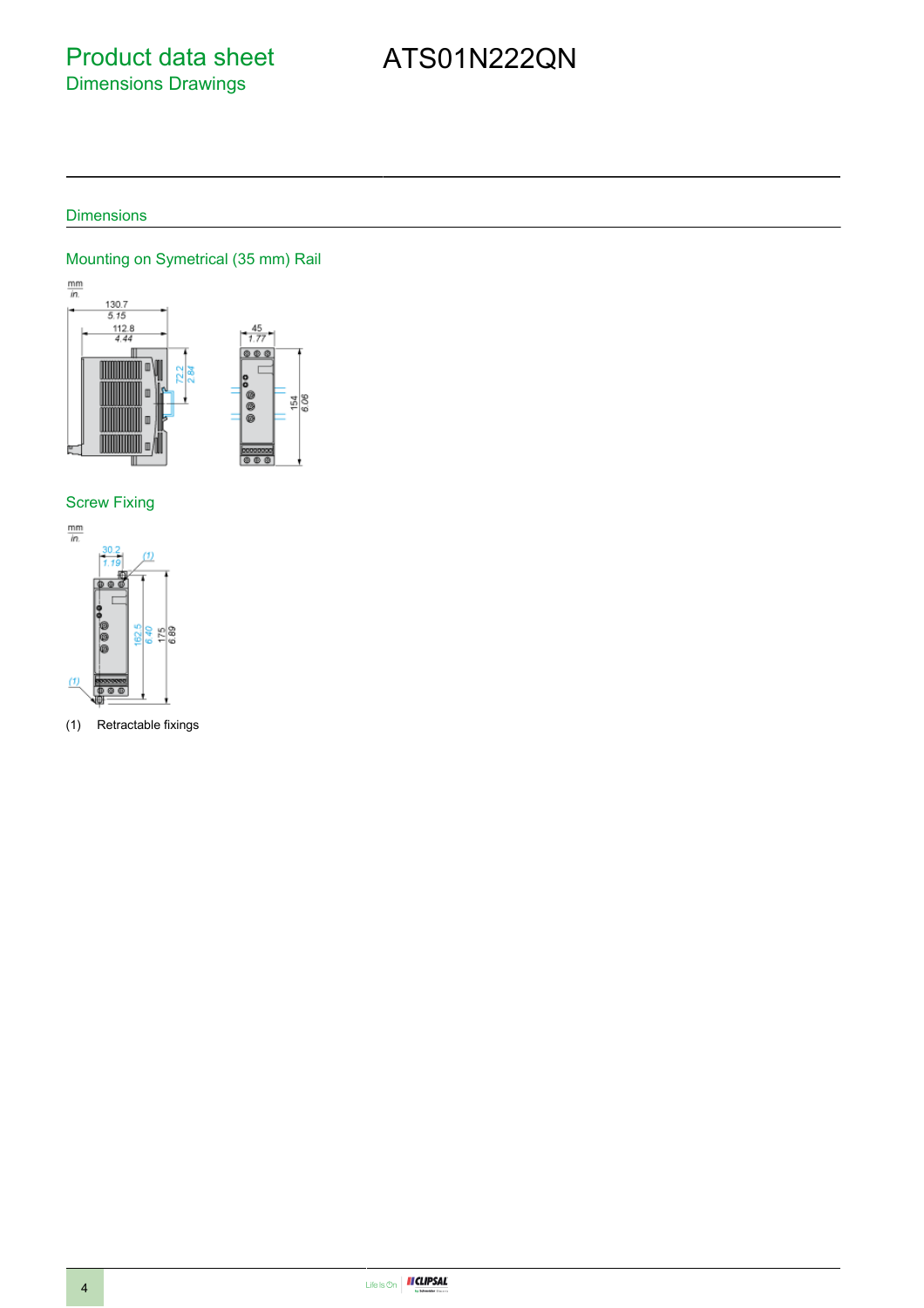# Product data sheet
## Dimensions Drawings

# ATS01N222QN

## Dimensions

### Mounting on Symetrical (35 mm) Rail

### Screw Fixing

(1) Retractable fixings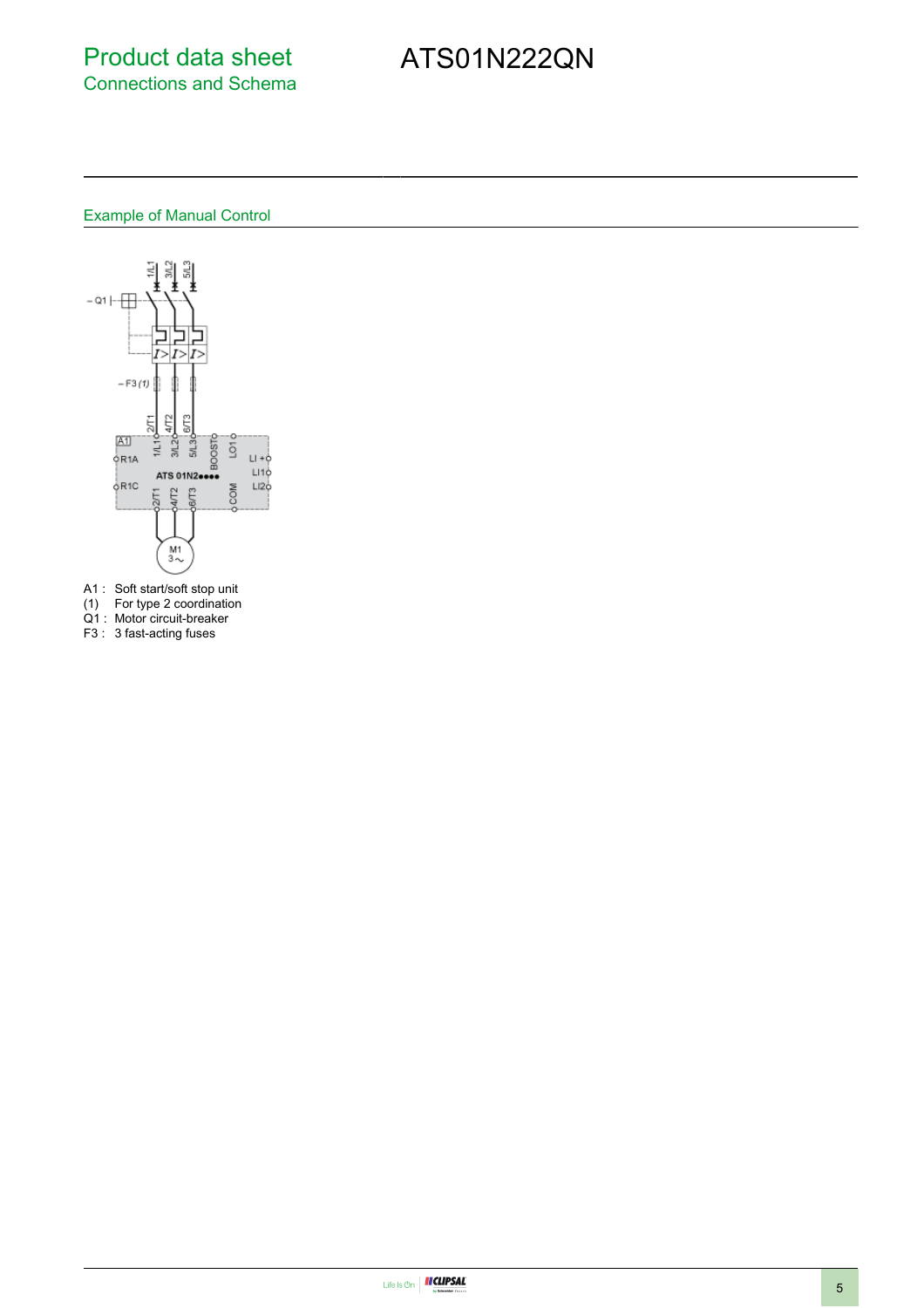# Product data sheet
## Connections and Schema

# ATS01N222QN

### Example of Manual Control

A1 : Soft start/soft stop unit
(1) For type 2 coordination
Q1 : Motor circuit-breaker
F3 : 3 fast-acting fuses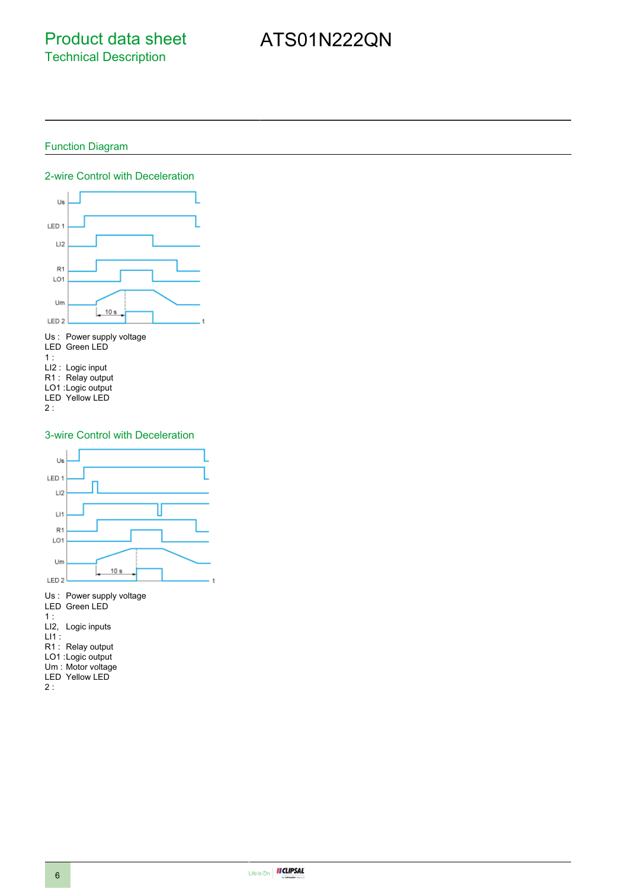## Function Diagram

### 2-wire Control with Deceleration

Us
LED 1
LI2
R1
LO1
Um
10 s
LED 2
t

Us : Power supply voltage
LED 1 : Green LED
LI2 : Logic input
R1 : Relay output
LO1 : Logic output
LED 2 : Yellow LED

### 3-wire Control with Deceleration

Us
LED 1
LI2
LI1
R1
LO1
Um
10 s
LED 2
t

Us : Power supply voltage
LED 1 : Green LED
LI2, LI1 : Logic inputs
R1 : Relay output
LO1 : Logic output
Um : Motor voltage
LED 2 : Yellow LED